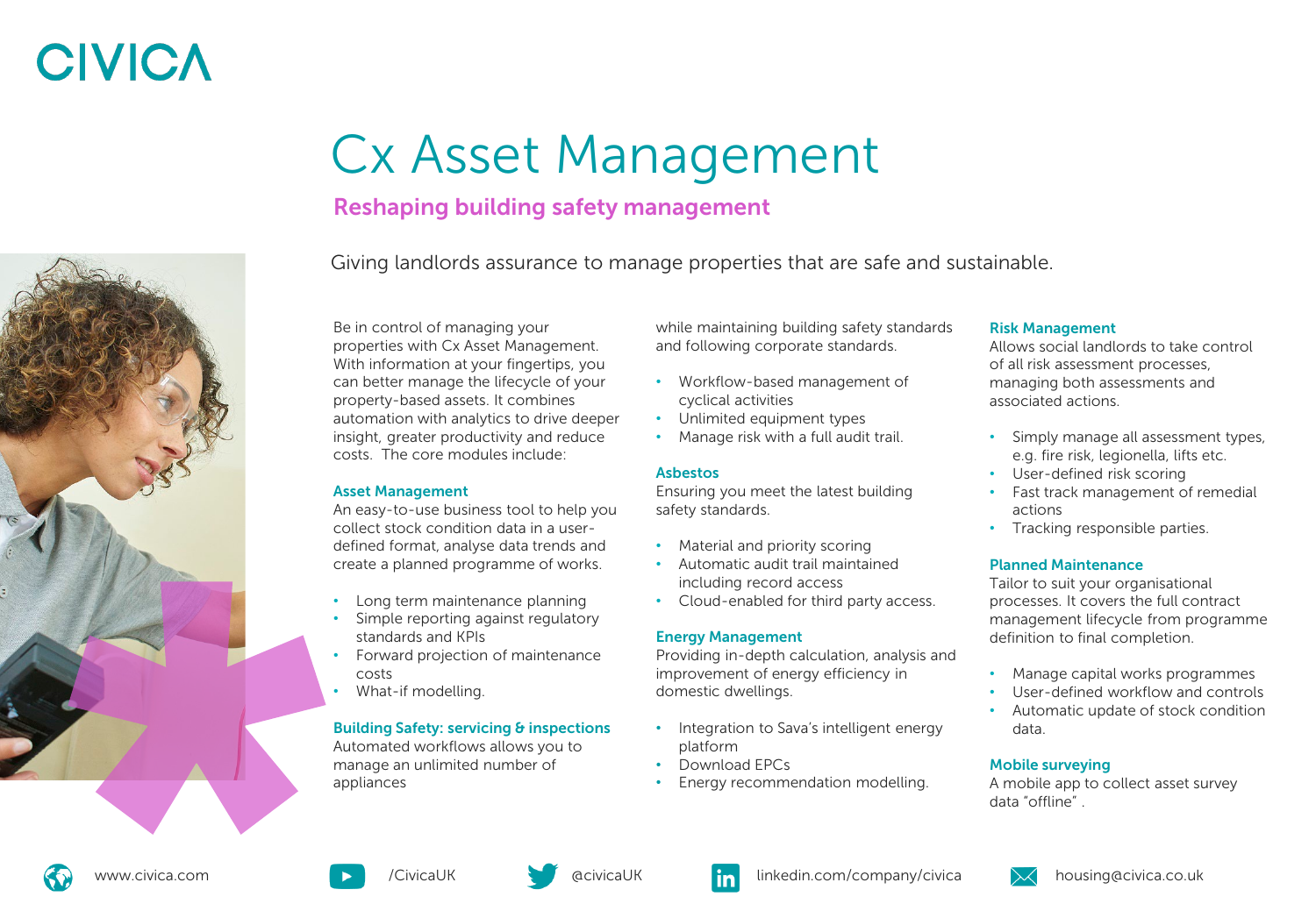# CIVICA

# Cx Asset Management

## Reshaping building safety management

Giving landlords assurance to manage properties that are safe and sustainable.

Be in control of managing your properties with Cx Asset Management. With information at your fingertips, you can better manage the lifecycle of your property-based assets. It combines automation with analytics to drive deeper insight, greater productivity and reduce costs. The core modules include:

### Asset Management

An easy-to-use business tool to help you collect stock condition data in a user-defined format, analyse data trends and create a planned programme of works.

- Long term maintenance planning
- Simple reporting against regulatory standards and KPIs
- Forward projection of maintenance costs
- What-if modelling.

### Building Safety: servicing & inspections

Automated workflows allows you to manage an unlimited number of appliances while maintaining building safety standards and following corporate standards.

- Workflow-based management of cyclical activities
- Unlimited equipment types
- Manage risk with a full audit trail.

### Asbestos

Ensuring you meet the latest building safety standards.

- Material and priority scoring
- Automatic audit trail maintained including record access
- Cloud-enabled for third party access.

### Energy Management

Providing in-depth calculation, analysis and improvement of energy efficiency in domestic dwellings.

- Integration to Sava's intelligent energy platform
- Download EPCs
- Energy recommendation modelling.

### Risk Management

Allows social landlords to take control of all risk assessment processes, managing both assessments and associated actions.

- Simply manage all assessment types, e.g. fire risk, legionella, lifts etc.
- User-defined risk scoring
- Fast track management of remedial actions
- Tracking responsible parties.

### Planned Maintenance

Tailor to suit your organisational processes. It covers the full contract management lifecycle from programme definition to final completion.

- Manage capital works programmes
- User-defined workflow and controls
- Automatic update of stock condition data.

### Mobile surveying

A mobile app to collect asset survey data "offline" .

www.civica.com | /CivicaUK | @civicaUK | linkedin.com/company/civica | housing@civica.co.uk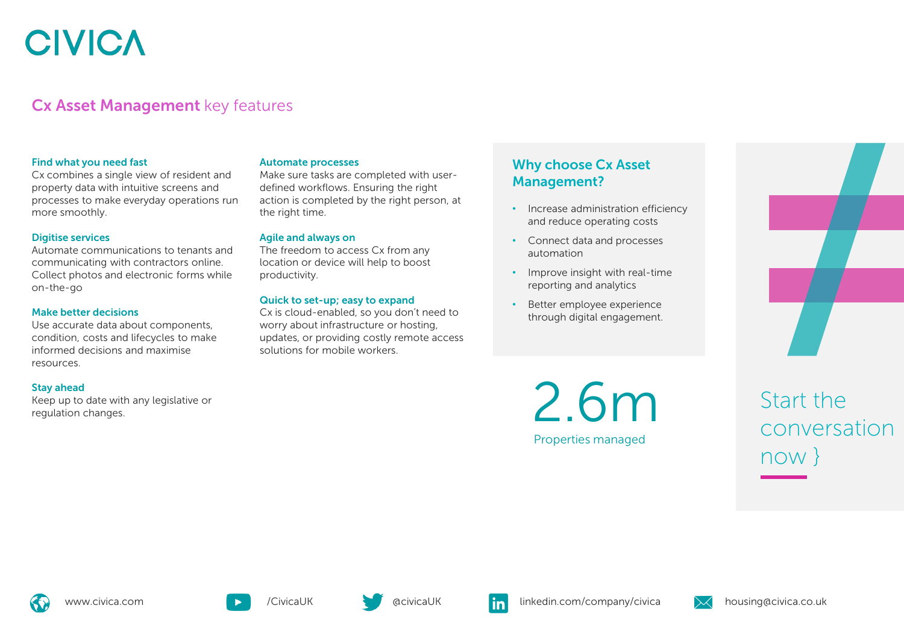# CIVICA

## Cx Asset Management key features

**Find what you need fast**
Cx combines a single view of resident and property data with intuitive screens and processes to make everyday operations run more smoothly.

**Digitise services**
Automate communications to tenants and communicating with contractors online. Collect photos and electronic forms while on-the-go

**Make better decisions**
Use accurate data about components, condition, costs and lifecycles to make informed decisions and maximise resources.

**Stay ahead**
Keep up to date with any legislative or regulation changes.

**Automate processes**
Make sure tasks are completed with user-defined workflows. Ensuring the right action is completed by the right person, at the right time.

**Agile and always on**
The freedom to access Cx from any location or device will help to boost productivity.

**Quick to set-up; easy to expand**
Cx is cloud-enabled, so you don't need to worry about infrastructure or hosting, updates, or providing costly remote access solutions for mobile workers.

### Why choose Cx Asset Management?

- Increase administration efficiency and reduce operating costs
- Connect data and processes automation
- Improve insight with real-time reporting and analytics
- Better employee experience through digital engagement.

2.6m
Properties managed

Start the conversation now }

www.civica.com

/CivicaUK

@civicaUK

linkedin.com/company/civica

housing@civica.co.uk